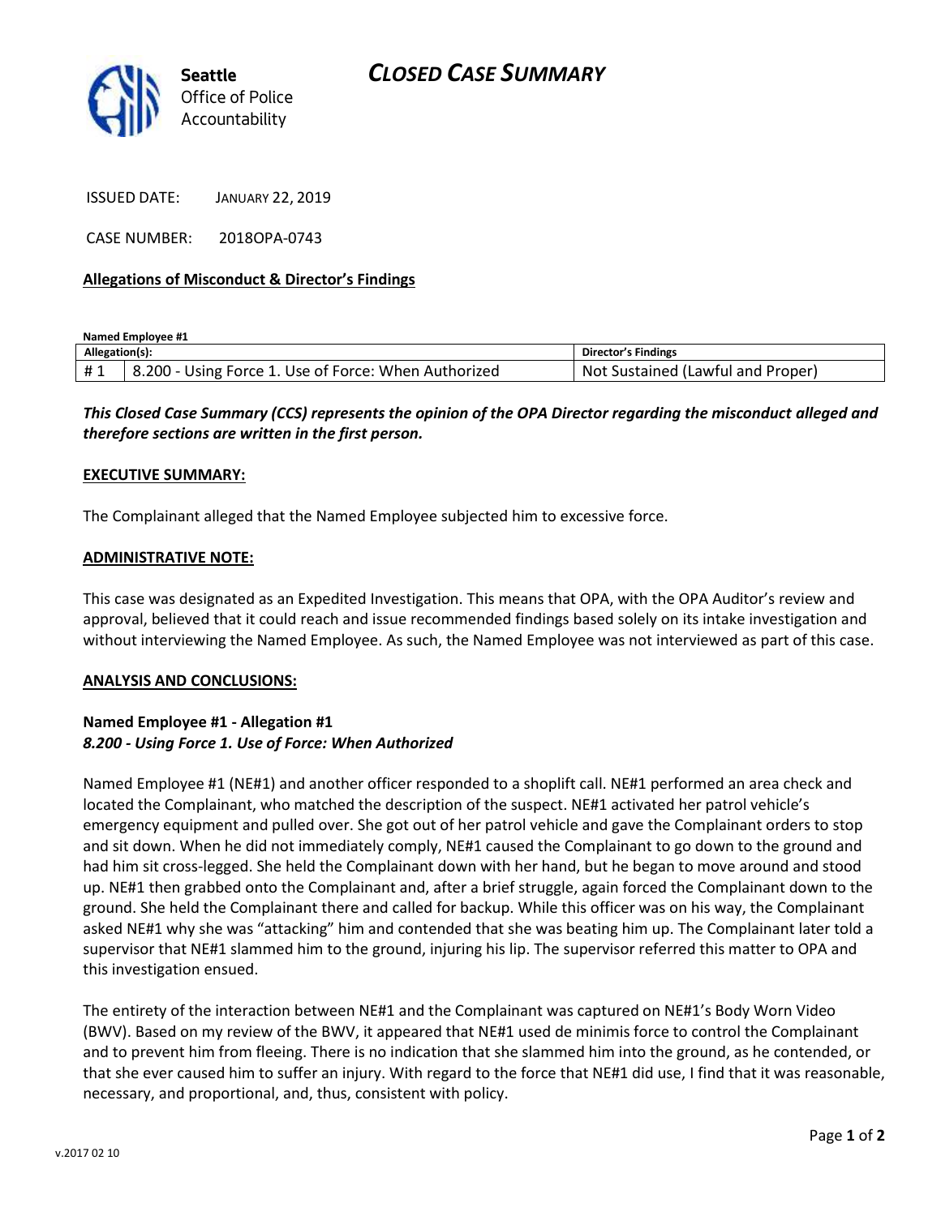# CLOSED CASE SUMMARY

Seattle Office of Police Accountability

ISSUED DATE: JANUARY 22, 2019

CASE NUMBER: 2018OPA-0743

**Allegations of Misconduct & Director's Findings**

**Named Employee #1**

| Allegation(s): | | Director's Findings |
|---|---|---|
| # 1 | 8.200 - Using Force 1. Use of Force: When Authorized | Not Sustained (Lawful and Proper) |

***This Closed Case Summary (CCS) represents the opinion of the OPA Director regarding the misconduct alleged and therefore sections are written in the first person.***

**EXECUTIVE SUMMARY:**

The Complainant alleged that the Named Employee subjected him to excessive force.

**ADMINISTRATIVE NOTE:**

This case was designated as an Expedited Investigation. This means that OPA, with the OPA Auditor's review and approval, believed that it could reach and issue recommended findings based solely on its intake investigation and without interviewing the Named Employee. As such, the Named Employee was not interviewed as part of this case.

**ANALYSIS AND CONCLUSIONS:**

**Named Employee #1 - Allegation #1**
***8.200 - Using Force 1. Use of Force: When Authorized***

Named Employee #1 (NE#1) and another officer responded to a shoplift call. NE#1 performed an area check and located the Complainant, who matched the description of the suspect. NE#1 activated her patrol vehicle's emergency equipment and pulled over. She got out of her patrol vehicle and gave the Complainant orders to stop and sit down. When he did not immediately comply, NE#1 caused the Complainant to go down to the ground and had him sit cross-legged. She held the Complainant down with her hand, but he began to move around and stood up. NE#1 then grabbed onto the Complainant and, after a brief struggle, again forced the Complainant down to the ground. She held the Complainant there and called for backup. While this officer was on his way, the Complainant asked NE#1 why she was "attacking" him and contended that she was beating him up. The Complainant later told a supervisor that NE#1 slammed him to the ground, injuring his lip. The supervisor referred this matter to OPA and this investigation ensued.

The entirety of the interaction between NE#1 and the Complainant was captured on NE#1's Body Worn Video (BWV). Based on my review of the BWV, it appeared that NE#1 used de minimis force to control the Complainant and to prevent him from fleeing. There is no indication that she slammed him into the ground, as he contended, or that she ever caused him to suffer an injury. With regard to the force that NE#1 did use, I find that it was reasonable, necessary, and proportional, and, thus, consistent with policy.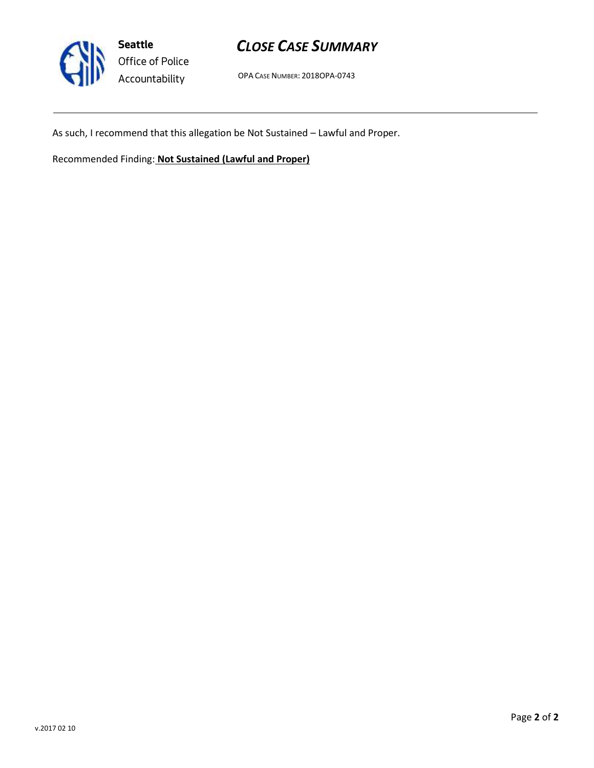As such, I recommend that this allegation be Not Sustained – Lawful and Proper.

Recommended Finding: **Not Sustained (Lawful and Proper)**